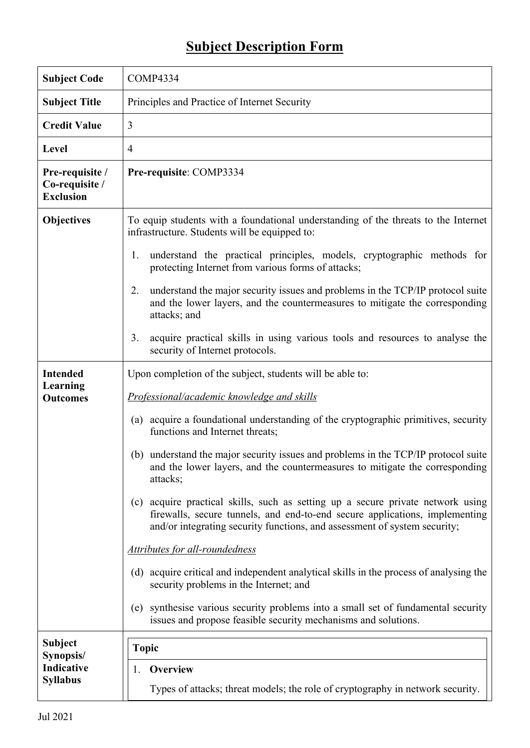# Subject Description Form

| | |
|---|---|
| **Subject Code** | COMP4334 |
| **Subject Title** | Principles and Practice of Internet Security |
| **Credit Value** | 3 |
| **Level** | 4 |
| **Pre-requisite / Co-requisite / Exclusion** | **Pre-requisite**: COMP3334 |
| **Objectives** | To equip students with a foundational understanding of the threats to the Internet infrastructure. Students will be equipped to:<br><br>1. understand the practical principles, models, cryptographic methods for protecting Internet from various forms of attacks;<br><br>2. understand the major security issues and problems in the TCP/IP protocol suite and the lower layers, and the countermeasures to mitigate the corresponding attacks; and<br><br>3. acquire practical skills in using various tools and resources to analyse the security of Internet protocols. |
| **Intended Learning Outcomes** | Upon completion of the subject, students will be able to:<br><br>*Professional/academic knowledge and skills*<br><br>(a) acquire a foundational understanding of the cryptographic primitives, security functions and Internet threats;<br><br>(b) understand the major security issues and problems in the TCP/IP protocol suite and the lower layers, and the countermeasures to mitigate the corresponding attacks;<br><br>(c) acquire practical skills, such as setting up a secure private network using firewalls, secure tunnels, and end-to-end secure applications, implementing and/or integrating security functions, and assessment of system security;<br><br>*Attributes for all-roundedness*<br><br>(d) acquire critical and independent analytical skills in the process of analysing the security problems in the Internet; and<br><br>(e) synthesise various security problems into a small set of fundamental security issues and propose feasible security mechanisms and solutions. |
| **Subject Synopsis/ Indicative Syllabus** | **Topic**<br><br>1. **Overview**<br>Types of attacks; threat models; the role of cryptography in network security. |

Jul 2021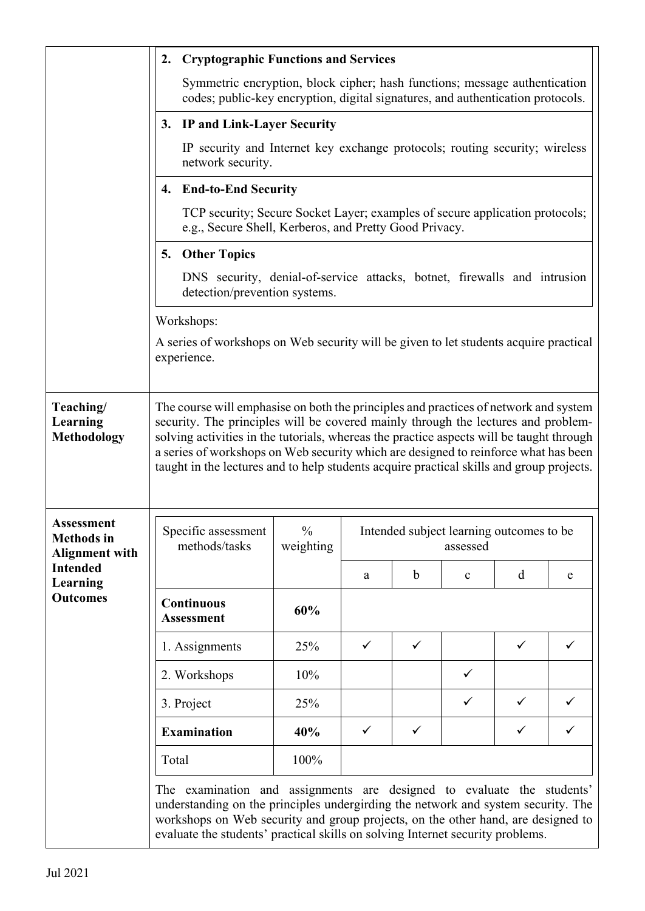**2. Cryptographic Functions and Services**

Symmetric encryption, block cipher; hash functions; message authentication codes; public-key encryption, digital signatures, and authentication protocols.

**3. IP and Link-Layer Security**

IP security and Internet key exchange protocols; routing security; wireless network security.

**4. End-to-End Security**

TCP security; Secure Socket Layer; examples of secure application protocols; e.g., Secure Shell, Kerberos, and Pretty Good Privacy.

**5. Other Topics**

DNS security, denial-of-service attacks, botnet, firewalls and intrusion detection/prevention systems.

Workshops:

A series of workshops on Web security will be given to let students acquire practical experience.

**Teaching/ Learning Methodology**

The course will emphasise on both the principles and practices of network and system security. The principles will be covered mainly through the lectures and problem-solving activities in the tutorials, whereas the practice aspects will be taught through a series of workshops on Web security which are designed to reinforce what has been taught in the lectures and to help students acquire practical skills and group projects.

**Assessment Methods in Alignment with Intended Learning Outcomes**

| Specific assessment methods/tasks | % weighting | Intended subject learning outcomes to be assessed | | | | |
|---|---|---|---|---|---|---|
| | | a | b | c | d | e |
| **Continuous Assessment** | **60%** | | | | | |
| 1. Assignments | 25% | ✓ | ✓ | | ✓ | ✓ |
| 2. Workshops | 10% | | | ✓ | | |
| 3. Project | 25% | | | ✓ | ✓ | ✓ |
| **Examination** | **40%** | ✓ | ✓ | | ✓ | ✓ |
| Total | 100% | | | | | |

The examination and assignments are designed to evaluate the students' understanding on the principles undergirding the network and system security. The workshops on Web security and group projects, on the other hand, are designed to evaluate the students' practical skills on solving Internet security problems.

Jul 2021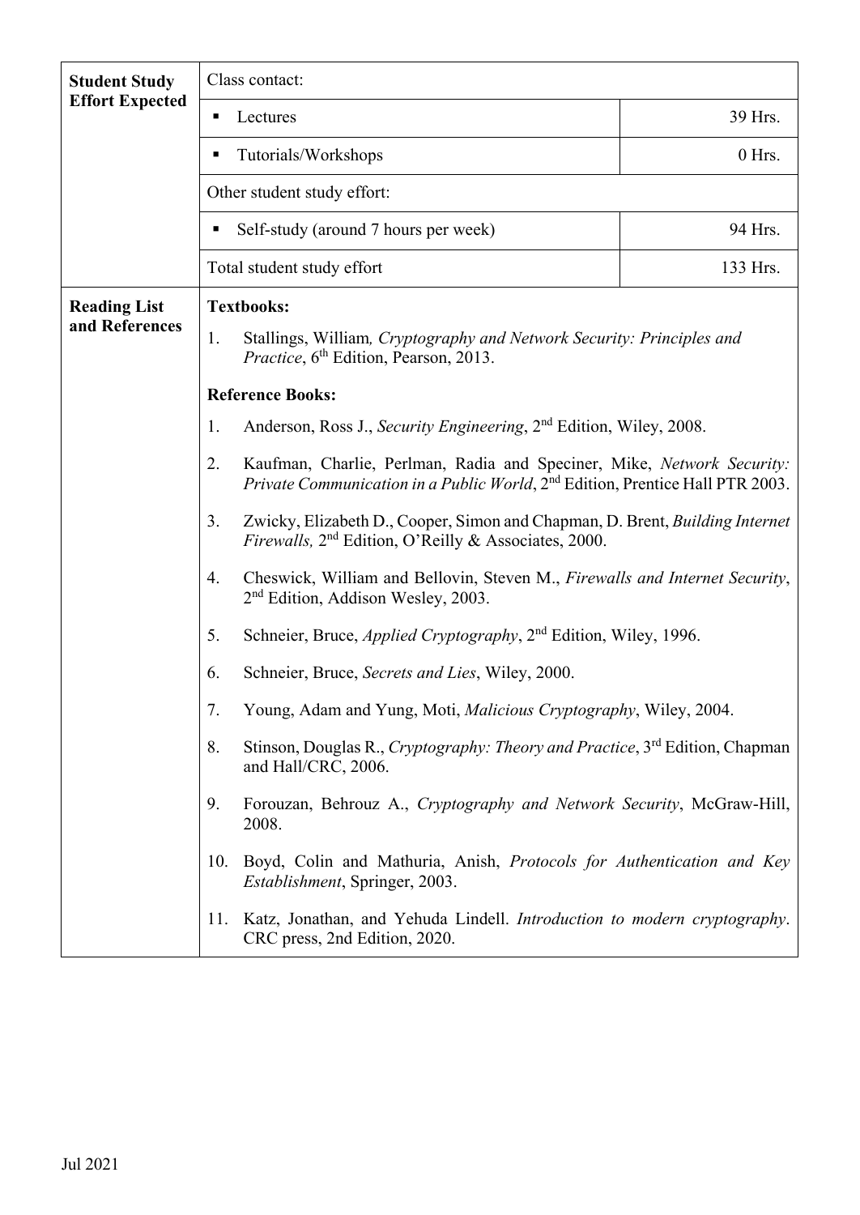| | | |
|---|---|---|
| **Student Study Effort Expected** | Class contact: | |
| | ▪ Lectures | 39 Hrs. |
| | ▪ Tutorials/Workshops | 0 Hrs. |
| | Other student study effort: | |
| | ▪ Self-study (around 7 hours per week) | 94 Hrs. |
| | Total student study effort | 133 Hrs. |
| **Reading List and References** | **Textbooks:**<br>1. Stallings, William, *Cryptography and Network Security: Principles and Practice*, 6th Edition, Pearson, 2013.<br>**Reference Books:**<br>1. Anderson, Ross J., *Security Engineering*, 2nd Edition, Wiley, 2008.<br>2. Kaufman, Charlie, Perlman, Radia and Speciner, Mike, *Network Security: Private Communication in a Public World*, 2nd Edition, Prentice Hall PTR 2003.<br>3. Zwicky, Elizabeth D., Cooper, Simon and Chapman, D. Brent, *Building Internet Firewalls,* 2nd Edition, O'Reilly & Associates, 2000.<br>4. Cheswick, William and Bellovin, Steven M., *Firewalls and Internet Security*, 2nd Edition, Addison Wesley, 2003.<br>5. Schneier, Bruce, *Applied Cryptography*, 2nd Edition, Wiley, 1996.<br>6. Schneier, Bruce, *Secrets and Lies*, Wiley, 2000.<br>7. Young, Adam and Yung, Moti, *Malicious Cryptography*, Wiley, 2004.<br>8. Stinson, Douglas R., *Cryptography: Theory and Practice*, 3rd Edition, Chapman and Hall/CRC, 2006.<br>9. Forouzan, Behrouz A., *Cryptography and Network Security*, McGraw-Hill, 2008.<br>10. Boyd, Colin and Mathuria, Anish, *Protocols for Authentication and Key Establishment*, Springer, 2003.<br>11. Katz, Jonathan, and Yehuda Lindell. *Introduction to modern cryptography*. CRC press, 2nd Edition, 2020. | |

Jul 2021